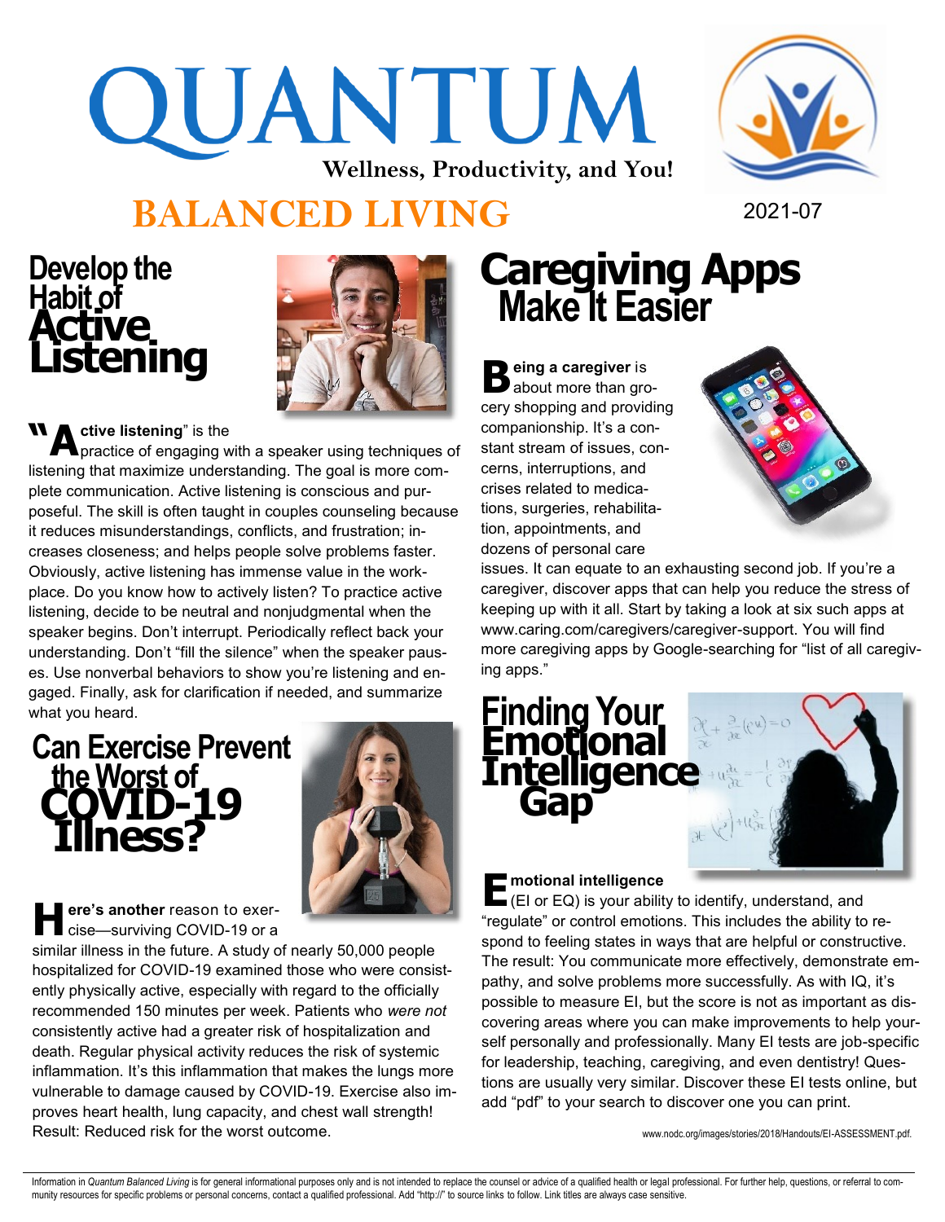# QUANTUM BALANCED LIVING

**Wellness, Productivity, and You!**

2021-07

## Develop the Habit of Active Listening

"**Active listening**" is the practice of engaging with a speaker using techniques of listening that maximize understanding. The goal is more complete communication. Active listening is conscious and purposeful. The skill is often taught in couples counseling because it reduces misunderstandings, conflicts, and frustration; increases closeness; and helps people solve problems faster. Obviously, active listening has immense value in the workplace. Do you know how to actively listen? To practice active listening, decide to be neutral and nonjudgmental when the speaker begins. Don't interrupt. Periodically reflect back your understanding. Don't "fill the silence" when the speaker pauses. Use nonverbal behaviors to show you're listening and engaged. Finally, ask for clarification if needed, and summarize what you heard.

## Can Exercise Prevent the Worst of COVID-19 Illness?

**Here's another** reason to exercise—surviving COVID-19 or a similar illness in the future. A study of nearly 50,000 people hospitalized for COVID-19 examined those who were consistently physically active, especially with regard to the officially recommended 150 minutes per week. Patients who *were not* consistently active had a greater risk of hospitalization and death. Regular physical activity reduces the risk of systemic inflammation. It's this inflammation that makes the lungs more vulnerable to damage caused by COVID-19. Exercise also improves heart health, lung capacity, and chest wall strength! Result: Reduced risk for the worst outcome.

## Caregiving Apps Make It Easier

**Being a caregiver** is about more than grocery shopping and providing companionship. It's a constant stream of issues, concerns, interruptions, and crises related to medications, surgeries, rehabilitation, appointments, and dozens of personal care issues. It can equate to an exhausting second job. If you're a caregiver, discover apps that can help you reduce the stress of keeping up with it all. Start by taking a look at six such apps at www.caring.com/caregivers/caregiver-support. You will find more caregiving apps by Google-searching for "list of all caregiving apps."

## Finding Your Emotional Intelligence Gap

**Emotional intelligence** (EI or EQ) is your ability to identify, understand, and "regulate" or control emotions. This includes the ability to respond to feeling states in ways that are helpful or constructive. The result: You communicate more effectively, demonstrate empathy, and solve problems more successfully. As with IQ, it's possible to measure EI, but the score is not as important as discovering areas where you can make improvements to help yourself personally and professionally. Many EI tests are job-specific for leadership, teaching, caregiving, and even dentistry! Questions are usually very similar. Discover these EI tests online, but add "pdf" to your search to discover one you can print.

www.nodc.org/images/stories/2018/Handouts/EI-ASSESSMENT.pdf.

Information in *Quantum Balanced Living* is for general informational purposes only and is not intended to replace the counsel or advice of a qualified health or legal professional. For further help, questions, or referral to community resources for specific problems or personal concerns, contact a qualified professional. Add "http://" to source links to follow. Link titles are always case sensitive.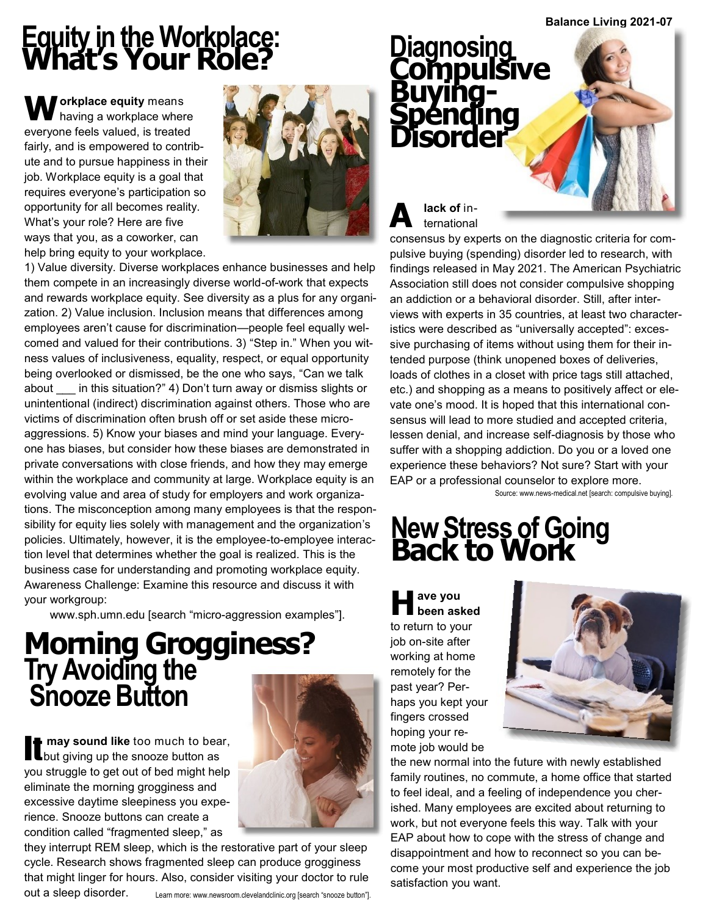# Equity in the Workplace: What's Your Role?

**Workplace equity** means having a workplace where everyone feels valued, is treated fairly, and is empowered to contribute and to pursue happiness in their job. Workplace equity is a goal that requires everyone's participation so opportunity for all becomes reality. What's your role? Here are five ways that you, as a coworker, can help bring equity to your workplace. 1) Value diversity. Diverse workplaces enhance businesses and help them compete in an increasingly diverse world-of-work that expects and rewards workplace equity. See diversity as a plus for any organization. 2) Value inclusion. Inclusion means that differences among employees aren't cause for discrimination—people feel equally welcomed and valued for their contributions. 3) "Step in." When you witness values of inclusiveness, equality, respect, or equal opportunity being overlooked or dismissed, be the one who says, "Can we talk about ___ in this situation?" 4) Don't turn away or dismiss slights or unintentional (indirect) discrimination against others. Those who are victims of discrimination often brush off or set aside these micro-aggressions. 5) Know your biases and mind your language. Everyone has biases, but consider how these biases are demonstrated in private conversations with close friends, and how they may emerge within the workplace and community at large. Workplace equity is an evolving value and area of study for employers and work organizations. The misconception among many employees is that the responsibility for equity lies solely with management and the organization's policies. Ultimately, however, it is the employee-to-employee interaction level that determines whether the goal is realized. This is the business case for understanding and promoting workplace equity. Awareness Challenge: Examine this resource and discuss it with your workgroup:

www.sph.umn.edu [search "micro-aggression examples"].

# Morning Grogginess? Try Avoiding the Snooze Button

**It may sound like** too much to bear, but giving up the snooze button as you struggle to get out of bed might help eliminate the morning grogginess and excessive daytime sleepiness you experience. Snooze buttons can create a condition called "fragmented sleep," as they interrupt REM sleep, which is the restorative part of your sleep cycle. Research shows fragmented sleep can produce grogginess that might linger for hours. Also, consider visiting your doctor to rule out a sleep disorder.

Learn more: www.newsroom.clevelandclinic.org [search "snooze button"].

# Diagnosing Compulsive Buying-Spending Disorder

**A lack of** international consensus by experts on the diagnostic criteria for compulsive buying (spending) disorder led to research, with findings released in May 2021. The American Psychiatric Association still does not consider compulsive shopping an addiction or a behavioral disorder. Still, after interviews with experts in 35 countries, at least two characteristics were described as "universally accepted": excessive purchasing of items without using them for their intended purpose (think unopened boxes of deliveries, loads of clothes in a closet with price tags still attached, etc.) and shopping as a means to positively affect or elevate one's mood. It is hoped that this international consensus will lead to more studied and accepted criteria, lessen denial, and increase self-diagnosis by those who suffer with a shopping addiction. Do you or a loved one experience these behaviors? Not sure? Start with your EAP or a professional counselor to explore more.

Source: www.news-medical.net [search: compulsive buying].

# New Stress of Going Back to Work

**Have you been asked** to return to your job on-site after working at home remotely for the past year? Perhaps you kept your fingers crossed hoping your remote job would be the new normal into the future with newly established family routines, no commute, a home office that started to feel ideal, and a feeling of independence you cherished. Many employees are excited about returning to work, but not everyone feels this way. Talk with your EAP about how to cope with the stress of change and disappointment and how to reconnect so you can become your most productive self and experience the job satisfaction you want.